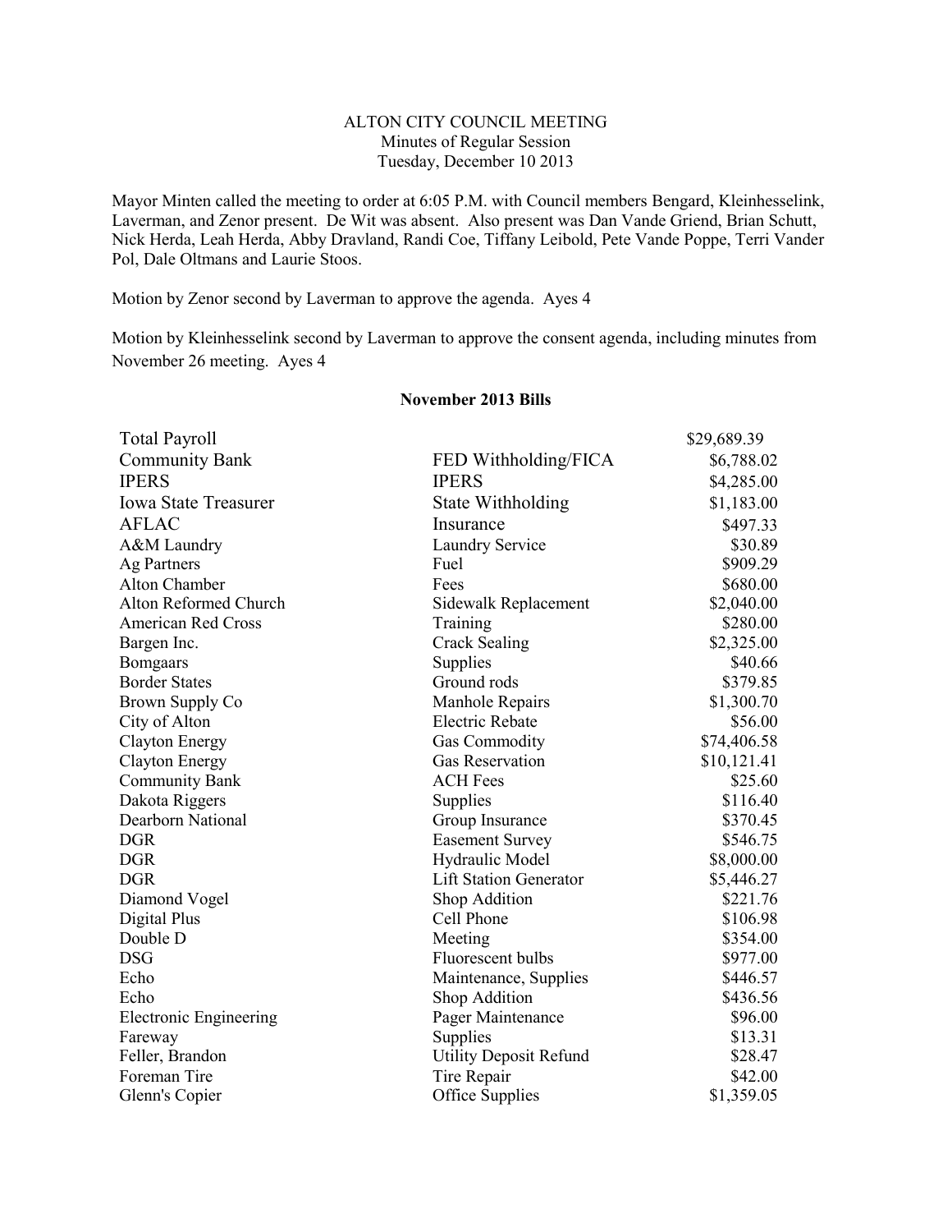ALTON CITY COUNCIL MEETING
Minutes of Regular Session
Tuesday, December 10 2013

Mayor Minten called the meeting to order at 6:05 P.M. with Council members Bengard, Kleinhesselink, Laverman, and Zenor present. De Wit was absent. Also present was Dan Vande Griend, Brian Schutt, Nick Herda, Leah Herda, Abby Dravland, Randi Coe, Tiffany Leibold, Pete Vande Poppe, Terri Vander Pol, Dale Oltmans and Laurie Stoos.

Motion by Zenor second by Laverman to approve the agenda. Ayes 4

Motion by Kleinhesselink second by Laverman to approve the consent agenda, including minutes from November 26 meeting. Ayes 4

**November 2013 Bills**

| | | |
|---|---|---|
| Total Payroll | | $29,689.39 |
| Community Bank | FED Withholding/FICA | $6,788.02 |
| IPERS | IPERS | $4,285.00 |
| Iowa State Treasurer | State Withholding | $1,183.00 |
| AFLAC | Insurance | $497.33 |
| A&M Laundry | Laundry Service | $30.89 |
| Ag Partners | Fuel | $909.29 |
| Alton Chamber | Fees | $680.00 |
| Alton Reformed Church | Sidewalk Replacement | $2,040.00 |
| American Red Cross | Training | $280.00 |
| Bargen Inc. | Crack Sealing | $2,325.00 |
| Bomgaars | Supplies | $40.66 |
| Border States | Ground rods | $379.85 |
| Brown Supply Co | Manhole Repairs | $1,300.70 |
| City of Alton | Electric Rebate | $56.00 |
| Clayton Energy | Gas Commodity | $74,406.58 |
| Clayton Energy | Gas Reservation | $10,121.41 |
| Community Bank | ACH Fees | $25.60 |
| Dakota Riggers | Supplies | $116.40 |
| Dearborn National | Group Insurance | $370.45 |
| DGR | Easement Survey | $546.75 |
| DGR | Hydraulic Model | $8,000.00 |
| DGR | Lift Station Generator | $5,446.27 |
| Diamond Vogel | Shop Addition | $221.76 |
| Digital Plus | Cell Phone | $106.98 |
| Double D | Meeting | $354.00 |
| DSG | Fluorescent bulbs | $977.00 |
| Echo | Maintenance, Supplies | $446.57 |
| Echo | Shop Addition | $436.56 |
| Electronic Engineering | Pager Maintenance | $96.00 |
| Fareway | Supplies | $13.31 |
| Feller, Brandon | Utility Deposit Refund | $28.47 |
| Foreman Tire | Tire Repair | $42.00 |
| Glenn's Copier | Office Supplies | $1,359.05 |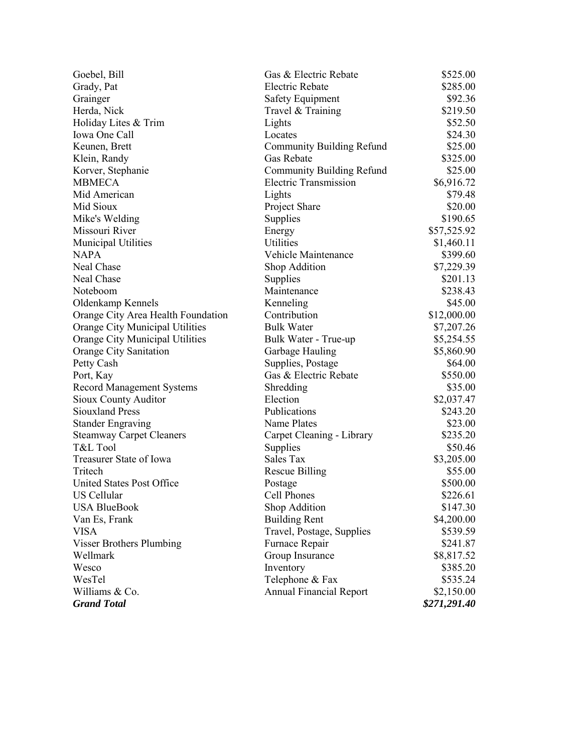| | | |
|---|---|---|
| Goebel, Bill | Gas & Electric Rebate | $525.00 |
| Grady, Pat | Electric Rebate | $285.00 |
| Grainger | Safety Equipment | $92.36 |
| Herda, Nick | Travel & Training | $219.50 |
| Holiday Lites & Trim | Lights | $52.50 |
| Iowa One Call | Locates | $24.30 |
| Keunen, Brett | Community Building Refund | $25.00 |
| Klein, Randy | Gas Rebate | $325.00 |
| Korver, Stephanie | Community Building Refund | $25.00 |
| MBMECA | Electric Transmission | $6,916.72 |
| Mid American | Lights | $79.48 |
| Mid Sioux | Project Share | $20.00 |
| Mike's Welding | Supplies | $190.65 |
| Missouri River | Energy | $57,525.92 |
| Municipal Utilities | Utilities | $1,460.11 |
| NAPA | Vehicle Maintenance | $399.60 |
| Neal Chase | Shop Addition | $7,229.39 |
| Neal Chase | Supplies | $201.13 |
| Noteboom | Maintenance | $238.43 |
| Oldenkamp Kennels | Kenneling | $45.00 |
| Orange City Area Health Foundation | Contribution | $12,000.00 |
| Orange City Municipal Utilities | Bulk Water | $7,207.26 |
| Orange City Municipal Utilities | Bulk Water - True-up | $5,254.55 |
| Orange City Sanitation | Garbage Hauling | $5,860.90 |
| Petty Cash | Supplies, Postage | $64.00 |
| Port, Kay | Gas & Electric Rebate | $550.00 |
| Record Management Systems | Shredding | $35.00 |
| Sioux County Auditor | Election | $2,037.47 |
| Siouxland Press | Publications | $243.20 |
| Stander Engraving | Name Plates | $23.00 |
| Steamway Carpet Cleaners | Carpet Cleaning - Library | $235.20 |
| T&L Tool | Supplies | $50.46 |
| Treasurer State of Iowa | Sales Tax | $3,205.00 |
| Tritech | Rescue Billing | $55.00 |
| United States Post Office | Postage | $500.00 |
| US Cellular | Cell Phones | $226.61 |
| USA BlueBook | Shop Addition | $147.30 |
| Van Es, Frank | Building Rent | $4,200.00 |
| VISA | Travel, Postage, Supplies | $539.59 |
| Visser Brothers Plumbing | Furnace Repair | $241.87 |
| Wellmark | Group Insurance | $8,817.52 |
| Wesco | Inventory | $385.20 |
| WesTel | Telephone & Fax | $535.24 |
| Williams & Co. | Annual Financial Report | $2,150.00 |
| ***Grand Total*** | | ***$271,291.40*** |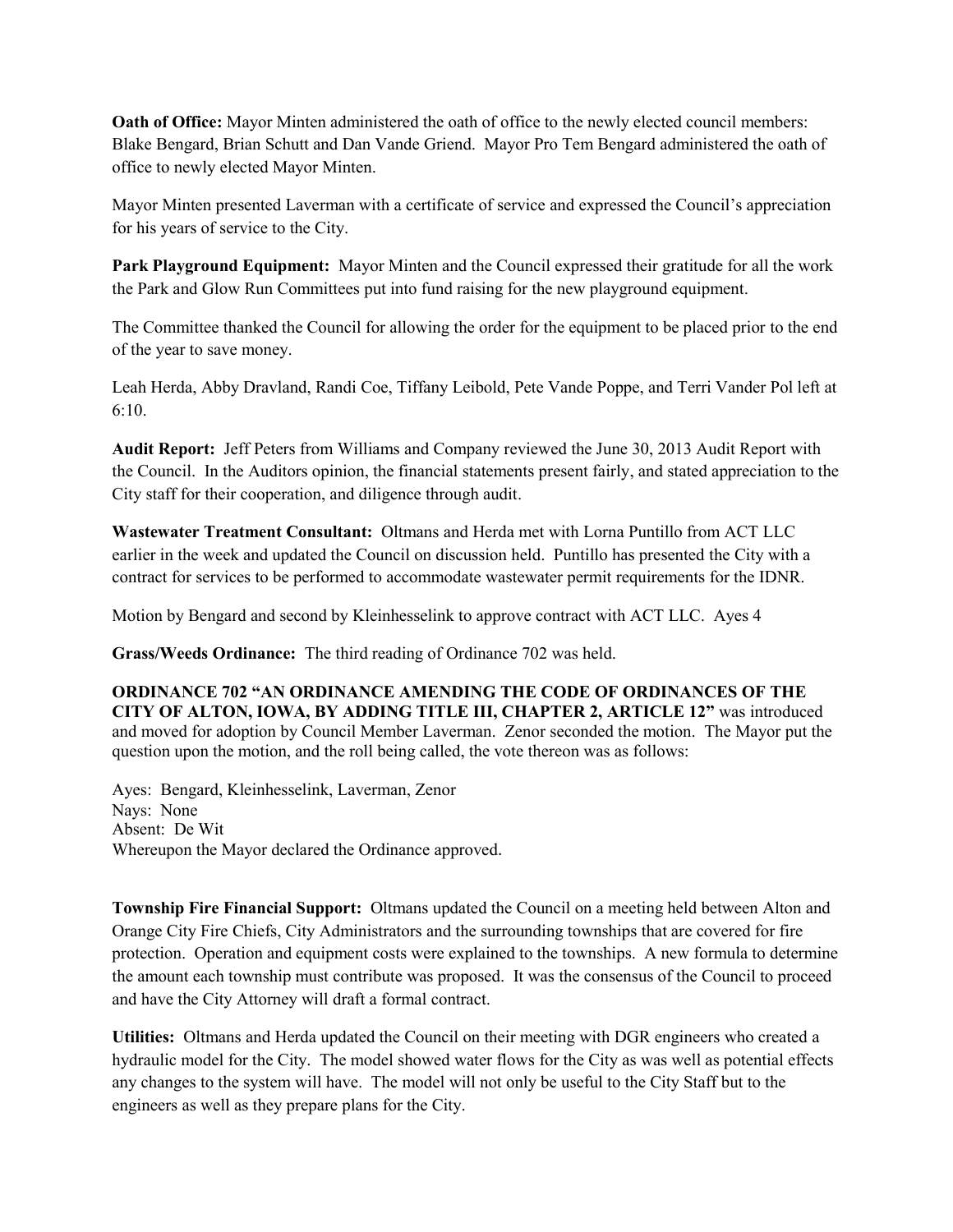**Oath of Office:** Mayor Minten administered the oath of office to the newly elected council members: Blake Bengard, Brian Schutt and Dan Vande Griend. Mayor Pro Tem Bengard administered the oath of office to newly elected Mayor Minten.

Mayor Minten presented Laverman with a certificate of service and expressed the Council's appreciation for his years of service to the City.

**Park Playground Equipment:** Mayor Minten and the Council expressed their gratitude for all the work the Park and Glow Run Committees put into fund raising for the new playground equipment.

The Committee thanked the Council for allowing the order for the equipment to be placed prior to the end of the year to save money.

Leah Herda, Abby Dravland, Randi Coe, Tiffany Leibold, Pete Vande Poppe, and Terri Vander Pol left at 6:10.

**Audit Report:** Jeff Peters from Williams and Company reviewed the June 30, 2013 Audit Report with the Council. In the Auditors opinion, the financial statements present fairly, and stated appreciation to the City staff for their cooperation, and diligence through audit.

**Wastewater Treatment Consultant:** Oltmans and Herda met with Lorna Puntillo from ACT LLC earlier in the week and updated the Council on discussion held. Puntillo has presented the City with a contract for services to be performed to accommodate wastewater permit requirements for the IDNR.

Motion by Bengard and second by Kleinhesselink to approve contract with ACT LLC. Ayes 4

**Grass/Weeds Ordinance:** The third reading of Ordinance 702 was held.

**ORDINANCE 702 "AN ORDINANCE AMENDING THE CODE OF ORDINANCES OF THE CITY OF ALTON, IOWA, BY ADDING TITLE III, CHAPTER 2, ARTICLE 12"** was introduced and moved for adoption by Council Member Laverman. Zenor seconded the motion. The Mayor put the question upon the motion, and the roll being called, the vote thereon was as follows:

Ayes: Bengard, Kleinhesselink, Laverman, Zenor
Nays: None
Absent: De Wit
Whereupon the Mayor declared the Ordinance approved.

**Township Fire Financial Support:** Oltmans updated the Council on a meeting held between Alton and Orange City Fire Chiefs, City Administrators and the surrounding townships that are covered for fire protection. Operation and equipment costs were explained to the townships. A new formula to determine the amount each township must contribute was proposed. It was the consensus of the Council to proceed and have the City Attorney will draft a formal contract.

**Utilities:** Oltmans and Herda updated the Council on their meeting with DGR engineers who created a hydraulic model for the City. The model showed water flows for the City as was well as potential effects any changes to the system will have. The model will not only be useful to the City Staff but to the engineers as well as they prepare plans for the City.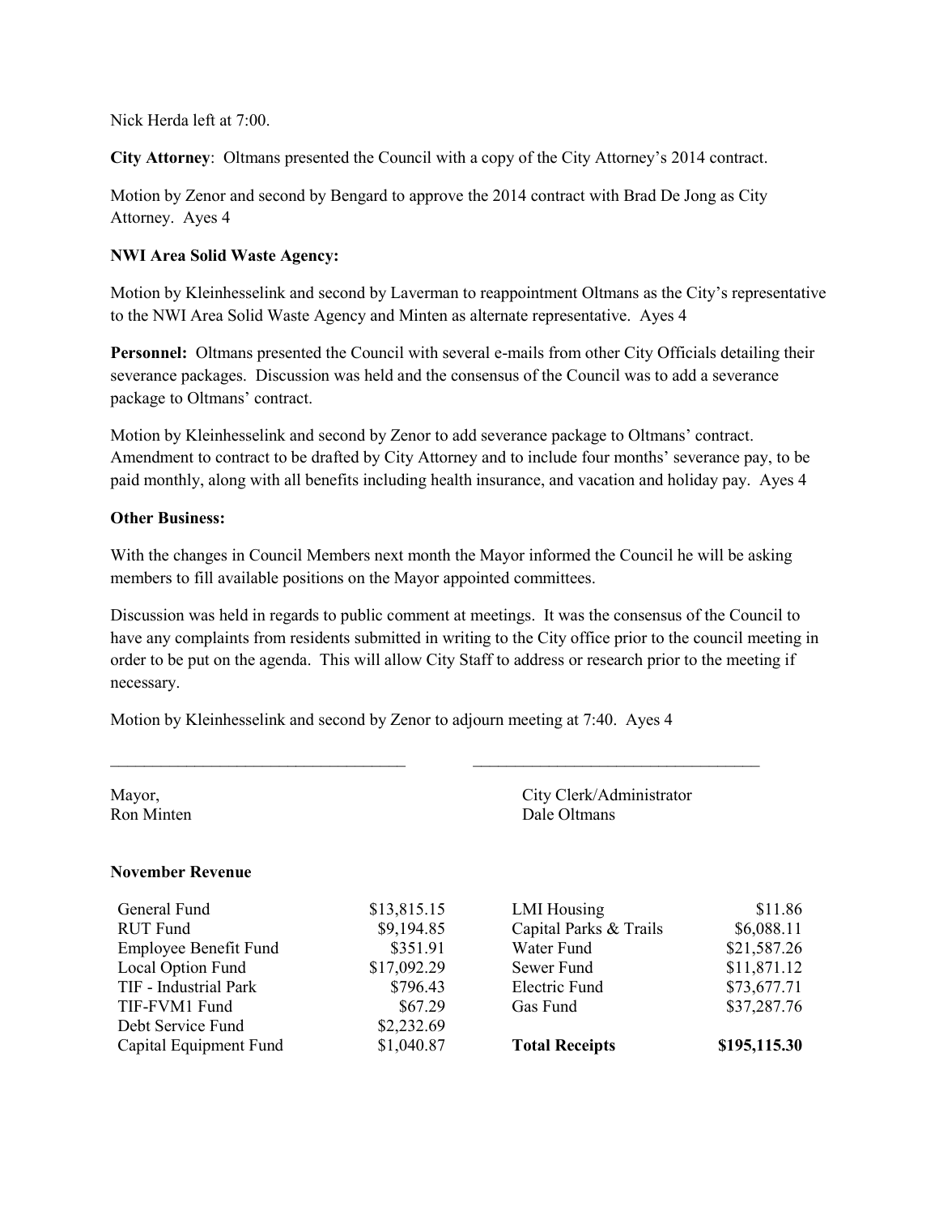Nick Herda left at 7:00.

**City Attorney**: Oltmans presented the Council with a copy of the City Attorney's 2014 contract.

Motion by Zenor and second by Bengard to approve the 2014 contract with Brad De Jong as City Attorney. Ayes 4

**NWI Area Solid Waste Agency:**

Motion by Kleinhesselink and second by Laverman to reappointment Oltmans as the City's representative to the NWI Area Solid Waste Agency and Minten as alternate representative. Ayes 4

**Personnel:** Oltmans presented the Council with several e-mails from other City Officials detailing their severance packages. Discussion was held and the consensus of the Council was to add a severance package to Oltmans' contract.

Motion by Kleinhesselink and second by Zenor to add severance package to Oltmans' contract. Amendment to contract to be drafted by City Attorney and to include four months' severance pay, to be paid monthly, along with all benefits including health insurance, and vacation and holiday pay. Ayes 4

**Other Business:**

With the changes in Council Members next month the Mayor informed the Council he will be asking members to fill available positions on the Mayor appointed committees.

Discussion was held in regards to public comment at meetings. It was the consensus of the Council to have any complaints from residents submitted in writing to the City office prior to the council meeting in order to be put on the agenda. This will allow City Staff to address or research prior to the meeting if necessary.

Motion by Kleinhesselink and second by Zenor to adjourn meeting at 7:40. Ayes 4

\_\_\_\_\_\_\_\_\_\_\_\_\_\_\_\_\_\_\_\_\_\_\_\_\_\_\_\_\_\_\_\_\_\_\_ \_\_\_\_\_\_\_\_\_\_\_\_\_\_\_\_\_\_\_\_\_\_\_\_\_\_\_\_\_\_\_\_\_\_\_

Mayor,
Ron Minten

City Clerk/Administrator
Dale Oltmans

**November Revenue**

| | | | |
|---|---|---|---|
| General Fund | $13,815.15 | LMI Housing | $11.86 |
| RUT Fund | $9,194.85 | Capital Parks & Trails | $6,088.11 |
| Employee Benefit Fund | $351.91 | Water Fund | $21,587.26 |
| Local Option Fund | $17,092.29 | Sewer Fund | $11,871.12 |
| TIF - Industrial Park | $796.43 | Electric Fund | $73,677.71 |
| TIF-FVM1 Fund | $67.29 | Gas Fund | $37,287.76 |
| Debt Service Fund | $2,232.69 | | |
| Capital Equipment Fund | $1,040.87 | **Total Receipts** | **$195,115.30** |